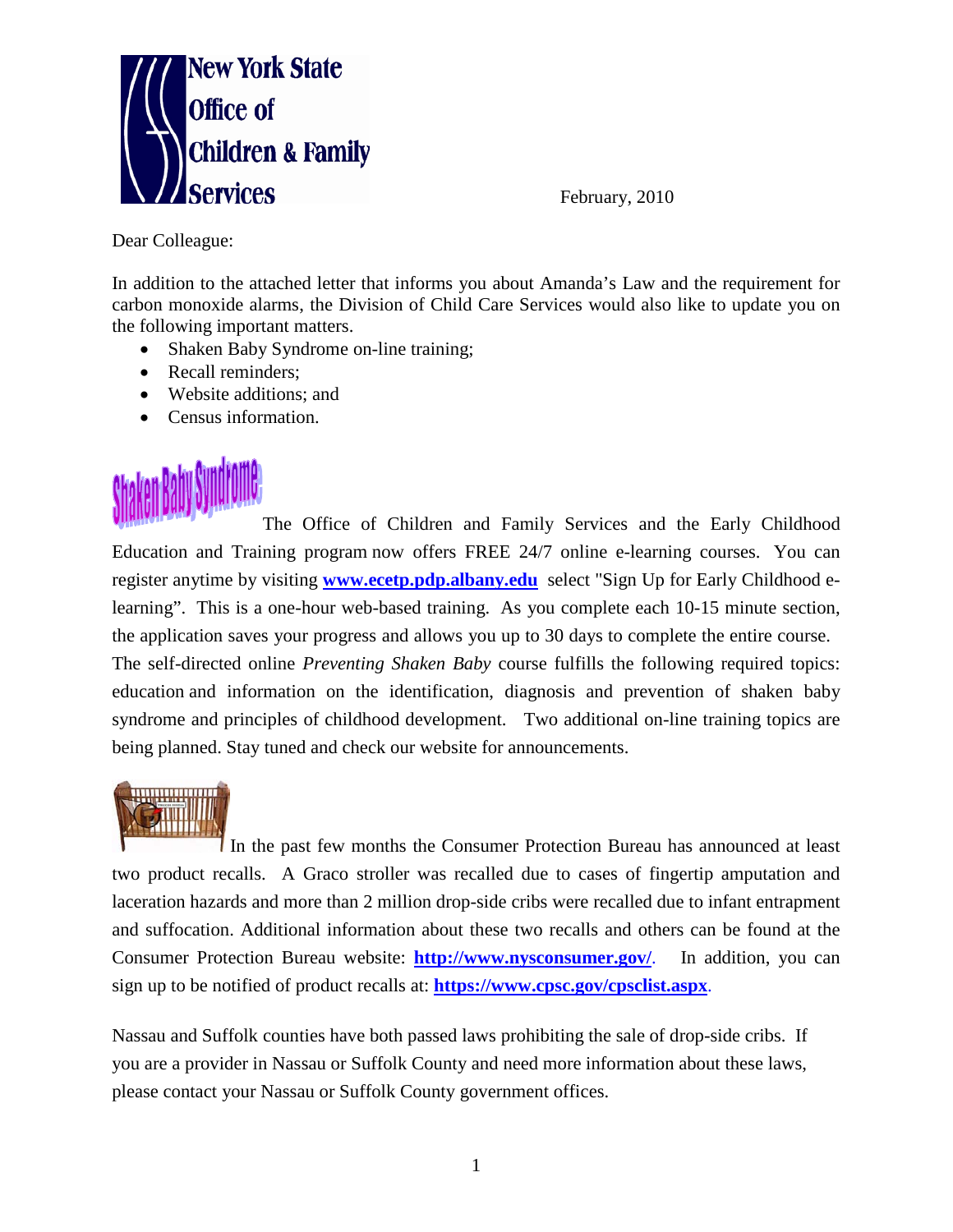New York State Office of Children & Family Services

February, 2010

Dear Colleague:

In addition to the attached letter that informs you about Amanda's Law and the requirement for carbon monoxide alarms, the Division of Child Care Services would also like to update you on the following important matters.

- Shaken Baby Syndrome on-line training;
- Recall reminders;
- Website additions; and
- Census information.

Shaken Baby Syndrome

The Office of Children and Family Services and the Early Childhood Education and Training program now offers FREE 24/7 online e-learning courses. You can register anytime by visiting **www.ecetp.pdp.albany.edu** select "Sign Up for Early Childhood e-learning". This is a one-hour web-based training. As you complete each 10-15 minute section, the application saves your progress and allows you up to 30 days to complete the entire course. The self-directed online *Preventing Shaken Baby* course fulfills the following required topics: education and information on the identification, diagnosis and prevention of shaken baby syndrome and principles of childhood development. Two additional on-line training topics are being planned. Stay tuned and check our website for announcements.

In the past few months the Consumer Protection Bureau has announced at least two product recalls. A Graco stroller was recalled due to cases of fingertip amputation and laceration hazards and more than 2 million drop-side cribs were recalled due to infant entrapment and suffocation. Additional information about these two recalls and others can be found at the Consumer Protection Bureau website: **http://www.nysconsumer.gov/**. In addition, you can sign up to be notified of product recalls at: **https://www.cpsc.gov/cpsclist.aspx**.

Nassau and Suffolk counties have both passed laws prohibiting the sale of drop-side cribs. If you are a provider in Nassau or Suffolk County and need more information about these laws, please contact your Nassau or Suffolk County government offices.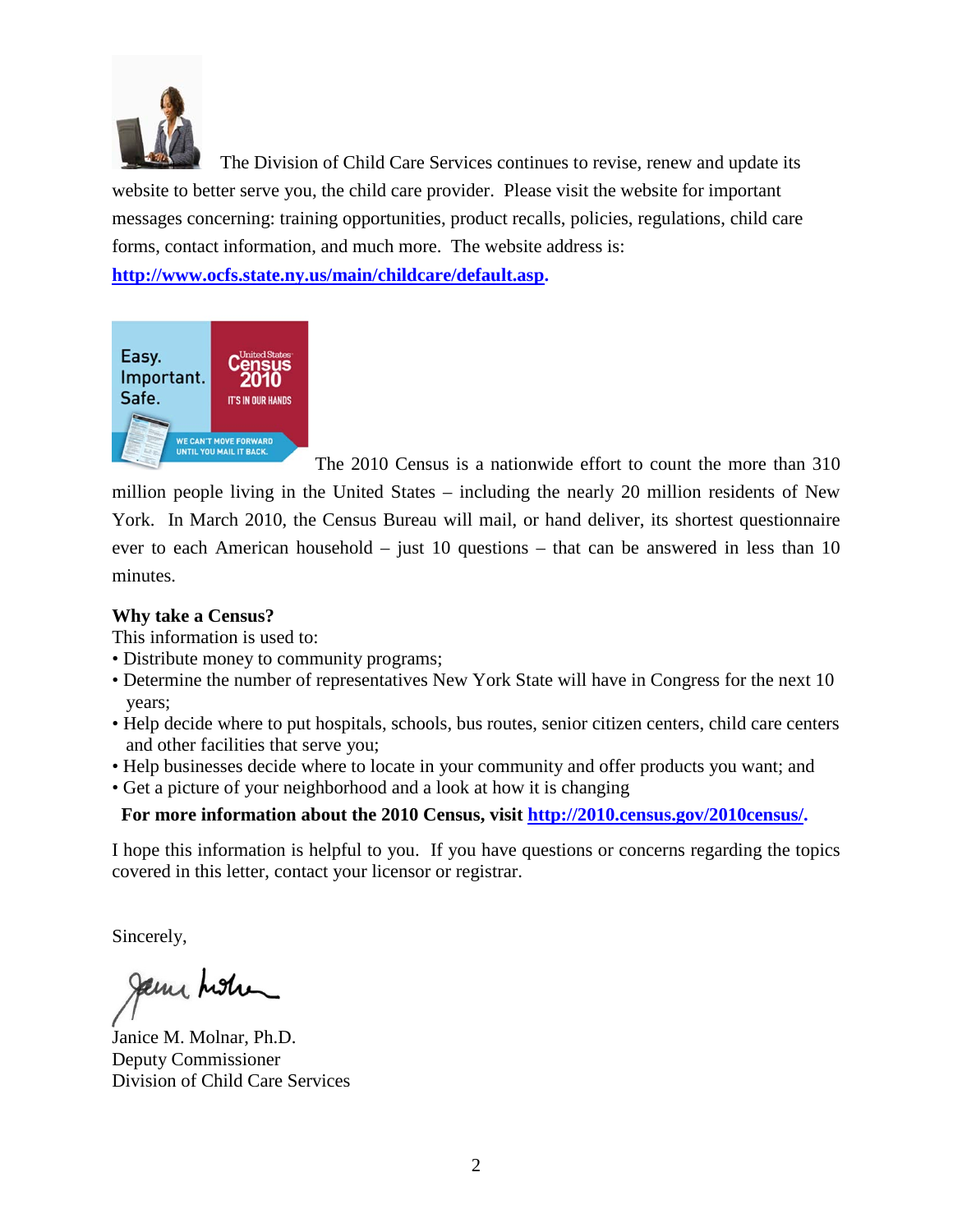The Division of Child Care Services continues to revise, renew and update its website to better serve you, the child care provider. Please visit the website for important messages concerning: training opportunities, product recalls, policies, regulations, child care forms, contact information, and much more. The website address is: **http://www.ocfs.state.ny.us/main/childcare/default.asp.**

The 2010 Census is a nationwide effort to count the more than 310 million people living in the United States – including the nearly 20 million residents of New York. In March 2010, the Census Bureau will mail, or hand deliver, its shortest questionnaire ever to each American household – just 10 questions – that can be answered in less than 10 minutes.

**Why take a Census?**

This information is used to:

- Distribute money to community programs;
- Determine the number of representatives New York State will have in Congress for the next 10 years;
- Help decide where to put hospitals, schools, bus routes, senior citizen centers, child care centers and other facilities that serve you;
- Help businesses decide where to locate in your community and offer products you want; and
- Get a picture of your neighborhood and a look at how it is changing

**For more information about the 2010 Census, visit http://2010.census.gov/2010census/.**

I hope this information is helpful to you. If you have questions or concerns regarding the topics covered in this letter, contact your licensor or registrar.

Sincerely,

Janice M. Molnar, Ph.D.
Deputy Commissioner
Division of Child Care Services